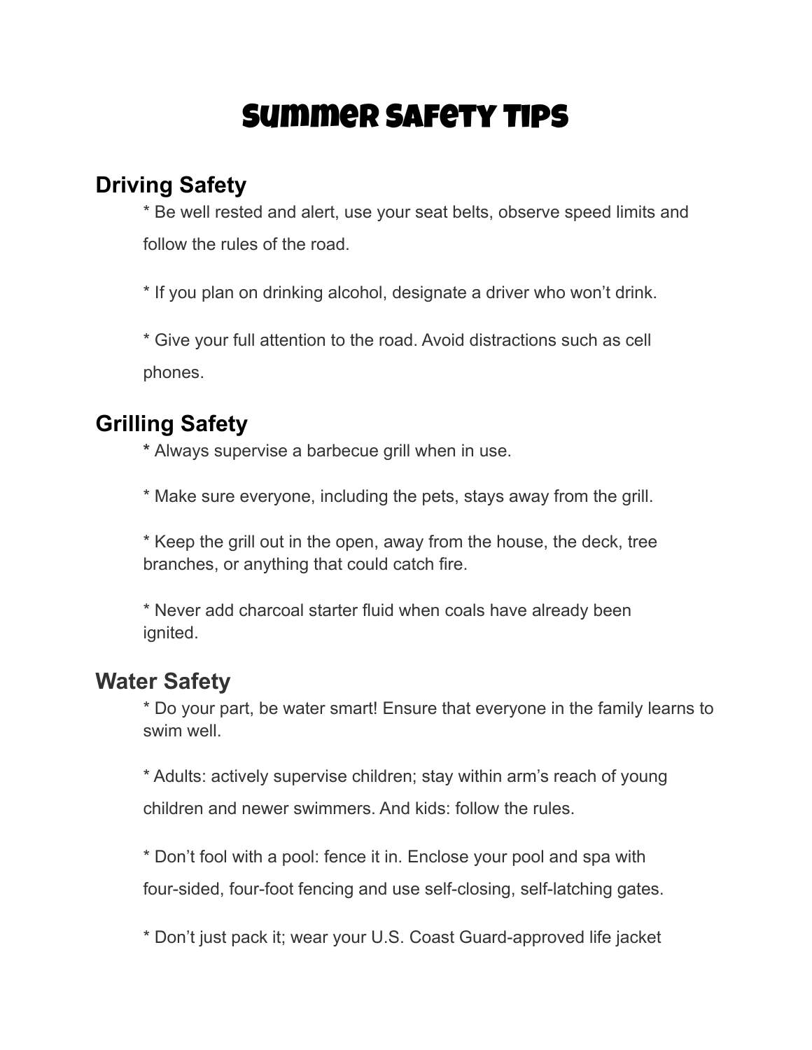# Summer Safety Tips

## Driving Safety

* Be well rested and alert, use your seat belts, observe speed limits and follow the rules of the road.

* If you plan on drinking alcohol, designate a driver who won't drink.

* Give your full attention to the road. Avoid distractions such as cell phones.

## Grilling Safety

**\*** Always supervise a barbecue grill when in use.

* Make sure everyone, including the pets, stays away from the grill.

* Keep the grill out in the open, away from the house, the deck, tree branches, or anything that could catch fire.

* Never add charcoal starter fluid when coals have already been ignited.

## Water Safety

* Do your part, be water smart! Ensure that everyone in the family learns to swim well.

* Adults: actively supervise children; stay within arm's reach of young children and newer swimmers. And kids: follow the rules.

* Don't fool with a pool: fence it in. Enclose your pool and spa with four-sided, four-foot fencing and use self-closing, self-latching gates.

* Don't just pack it; wear your U.S. Coast Guard-approved life jacket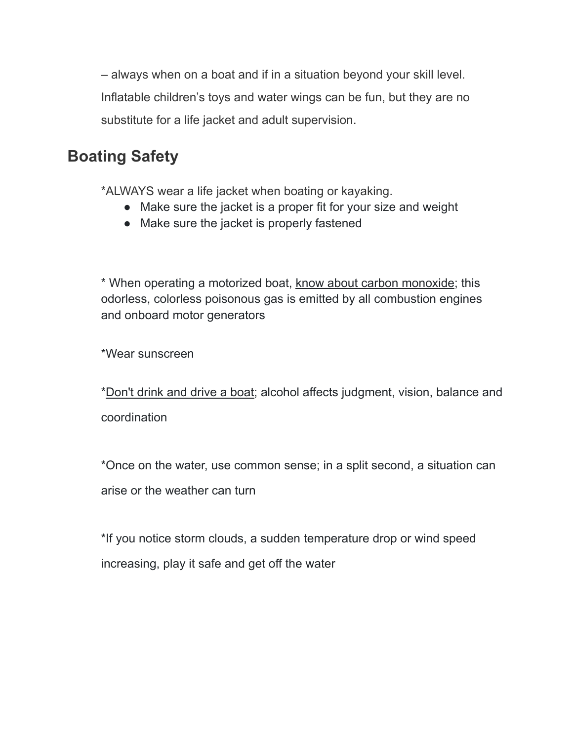– always when on a boat and if in a situation beyond your skill level. Inflatable children's toys and water wings can be fun, but they are no substitute for a life jacket and adult supervision.

## Boating Safety

*ALWAYS wear a life jacket when boating or kayaking.

- Make sure the jacket is a proper fit for your size and weight
- Make sure the jacket is properly fastened

* When operating a motorized boat, know about carbon monoxide; this odorless, colorless poisonous gas is emitted by all combustion engines and onboard motor generators

*Wear sunscreen

*Don't drink and drive a boat; alcohol affects judgment, vision, balance and coordination

*Once on the water, use common sense; in a split second, a situation can arise or the weather can turn

*If you notice storm clouds, a sudden temperature drop or wind speed increasing, play it safe and get off the water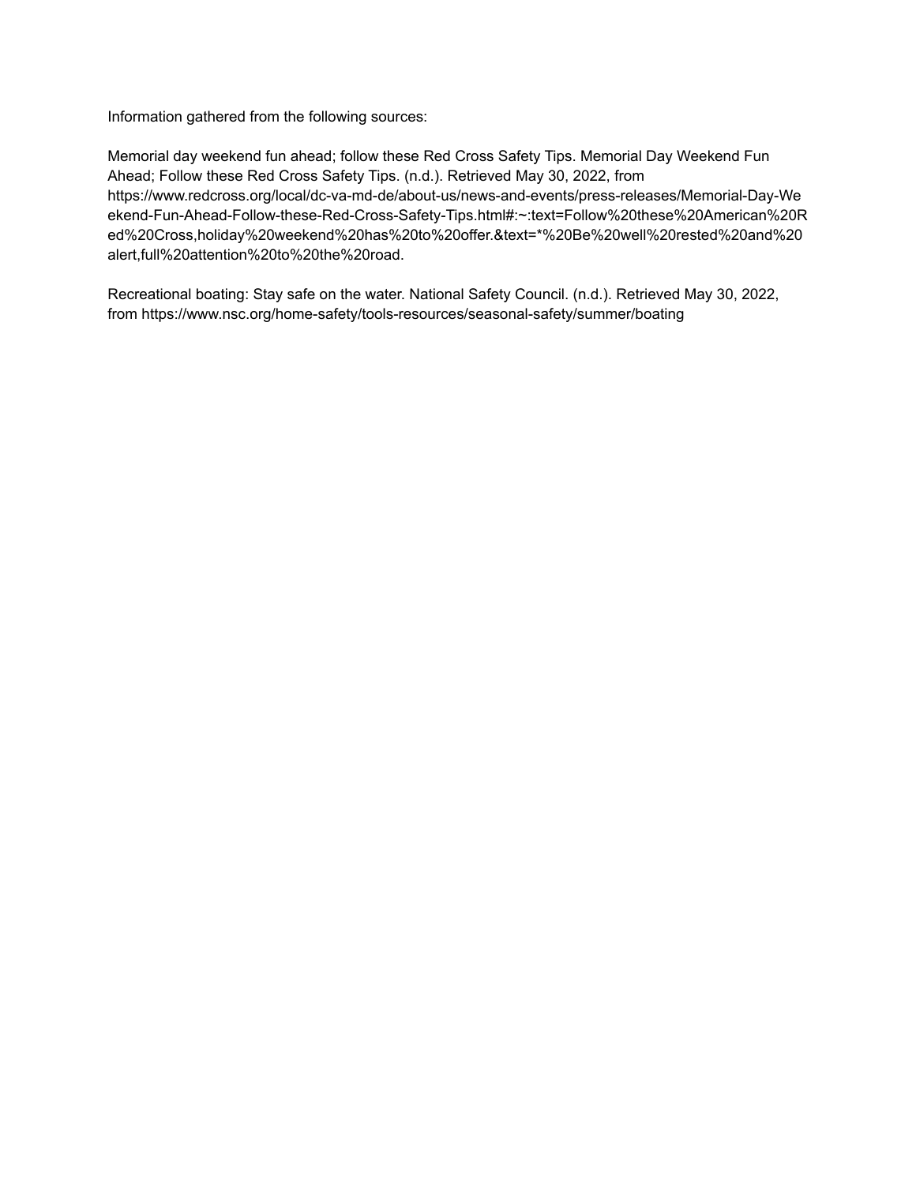Information gathered from the following sources:

Memorial day weekend fun ahead; follow these Red Cross Safety Tips. Memorial Day Weekend Fun Ahead; Follow these Red Cross Safety Tips. (n.d.). Retrieved May 30, 2022, from https://www.redcross.org/local/dc-va-md-de/about-us/news-and-events/press-releases/Memorial-Day-Weekend-Fun-Ahead-Follow-these-Red-Cross-Safety-Tips.html#:~:text=Follow%20these%20American%20Red%20Cross,holiday%20weekend%20has%20to%20offer.&text=*%20Be%20well%20rested%20and%20alert,full%20attention%20to%20the%20road.

Recreational boating: Stay safe on the water. National Safety Council. (n.d.). Retrieved May 30, 2022, from https://www.nsc.org/home-safety/tools-resources/seasonal-safety/summer/boating